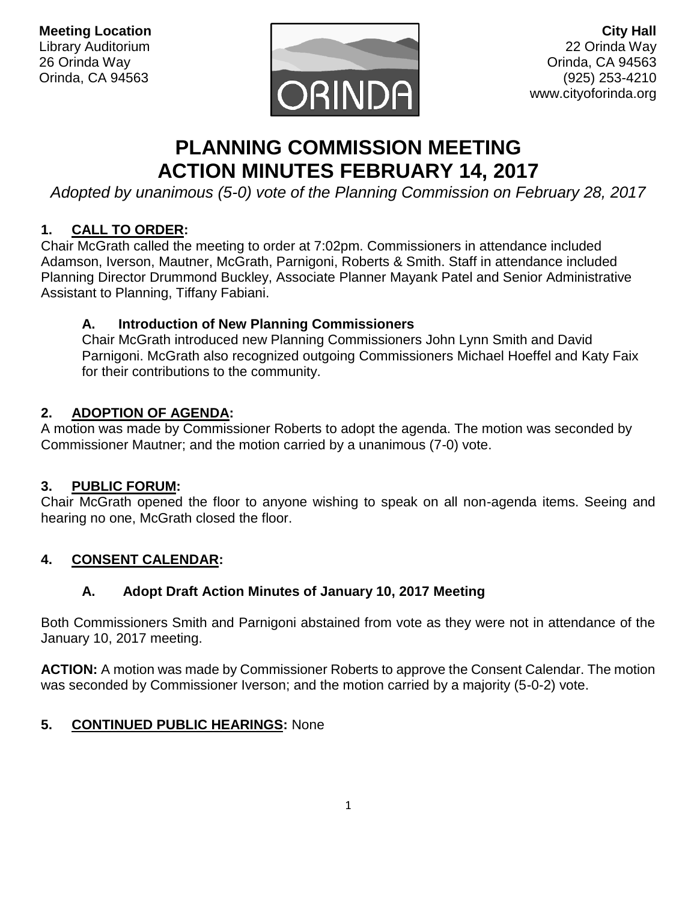**Meeting Location**
Library Auditorium
26 Orinda Way
Orinda, CA 94563

**City Hall**
22 Orinda Way
Orinda, CA 94563
(925) 253-4210
www.cityoforinda.org

# PLANNING COMMISSION MEETING ACTION MINUTES FEBRUARY 14, 2017

*Adopted by unanimous (5-0) vote of the Planning Commission on February 28, 2017*

## 1. CALL TO ORDER:

Chair McGrath called the meeting to order at 7:02pm. Commissioners in attendance included Adamson, Iverson, Mautner, McGrath, Parnigoni, Roberts & Smith. Staff in attendance included Planning Director Drummond Buckley, Associate Planner Mayank Patel and Senior Administrative Assistant to Planning, Tiffany Fabiani.

### A. Introduction of New Planning Commissioners

Chair McGrath introduced new Planning Commissioners John Lynn Smith and David Parnigoni. McGrath also recognized outgoing Commissioners Michael Hoeffel and Katy Faix for their contributions to the community.

## 2. ADOPTION OF AGENDA:

A motion was made by Commissioner Roberts to adopt the agenda. The motion was seconded by Commissioner Mautner; and the motion carried by a unanimous (7-0) vote.

## 3. PUBLIC FORUM:

Chair McGrath opened the floor to anyone wishing to speak on all non-agenda items. Seeing and hearing no one, McGrath closed the floor.

## 4. CONSENT CALENDAR:

### A. Adopt Draft Action Minutes of January 10, 2017 Meeting

Both Commissioners Smith and Parnigoni abstained from vote as they were not in attendance of the January 10, 2017 meeting.

**ACTION:** A motion was made by Commissioner Roberts to approve the Consent Calendar. The motion was seconded by Commissioner Iverson; and the motion carried by a majority (5-0-2) vote.

## 5. CONTINUED PUBLIC HEARINGS: None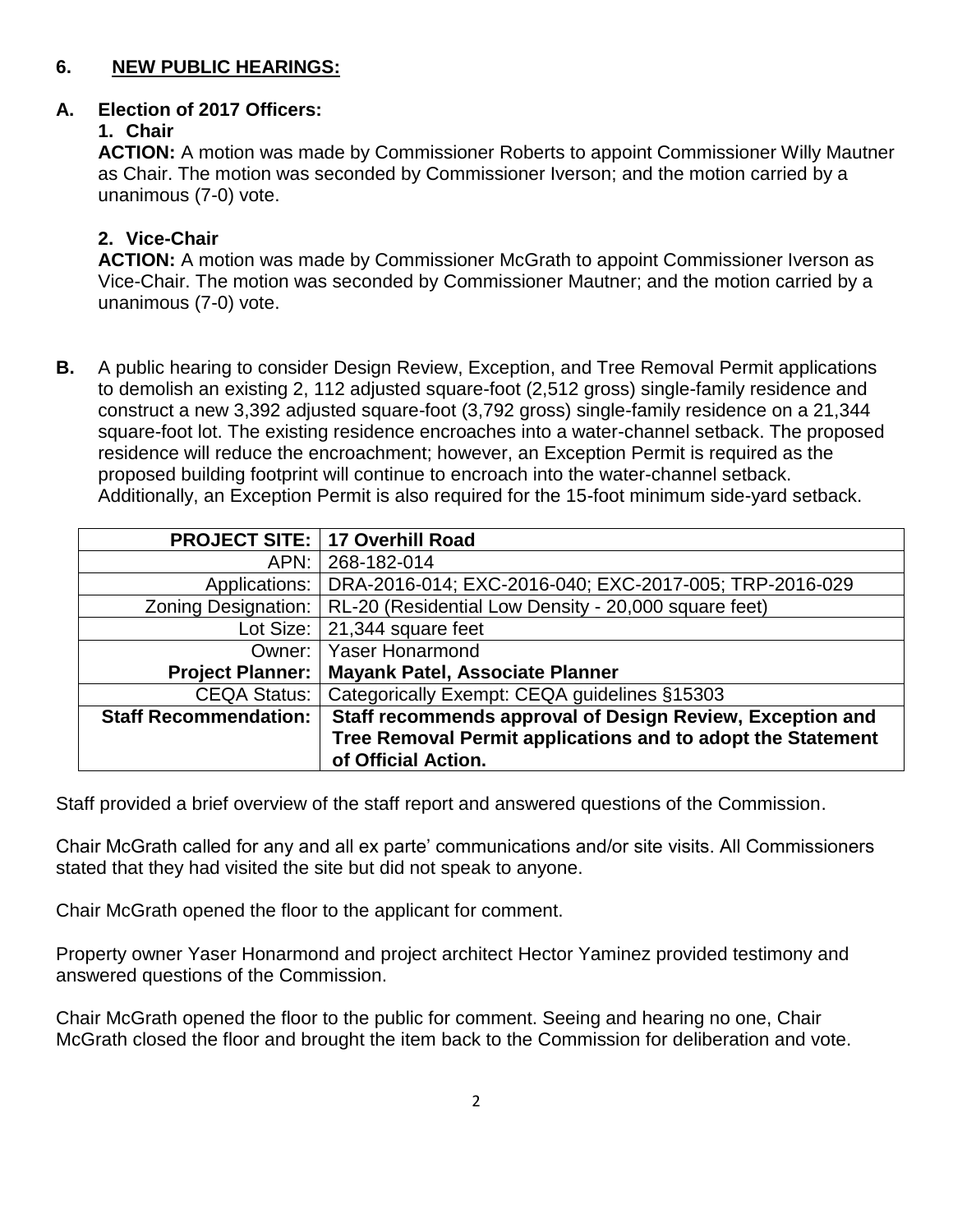## 6. NEW PUBLIC HEARINGS:

### A. Election of 2017 Officers:

**1. Chair**

**ACTION:** A motion was made by Commissioner Roberts to appoint Commissioner Willy Mautner as Chair. The motion was seconded by Commissioner Iverson; and the motion carried by a unanimous (7-0) vote.

**2. Vice-Chair**

**ACTION:** A motion was made by Commissioner McGrath to appoint Commissioner Iverson as Vice-Chair. The motion was seconded by Commissioner Mautner; and the motion carried by a unanimous (7-0) vote.

**B.** A public hearing to consider Design Review, Exception, and Tree Removal Permit applications to demolish an existing 2, 112 adjusted square-foot (2,512 gross) single-family residence and construct a new 3,392 adjusted square-foot (3,792 gross) single-family residence on a 21,344 square-foot lot. The existing residence encroaches into a water-channel setback. The proposed residence will reduce the encroachment; however, an Exception Permit is required as the proposed building footprint will continue to encroach into the water-channel setback. Additionally, an Exception Permit is also required for the 15-foot minimum side-yard setback.

| **PROJECT SITE:** | **17 Overhill Road** |
|---|---|
| APN: | 268-182-014 |
| Applications: | DRA-2016-014; EXC-2016-040; EXC-2017-005; TRP-2016-029 |
| Zoning Designation: | RL-20 (Residential Low Density - 20,000 square feet) |
| Lot Size: | 21,344 square feet |
| Owner: | Yaser Honarmond |
| **Project Planner:** | **Mayank Patel, Associate Planner** |
| CEQA Status: | Categorically Exempt: CEQA guidelines §15303 |
| **Staff Recommendation:** | **Staff recommends approval of Design Review, Exception and Tree Removal Permit applications and to adopt the Statement of Official Action.** |

Staff provided a brief overview of the staff report and answered questions of the Commission.

Chair McGrath called for any and all ex parte' communications and/or site visits. All Commissioners stated that they had visited the site but did not speak to anyone.

Chair McGrath opened the floor to the applicant for comment.

Property owner Yaser Honarmond and project architect Hector Yaminez provided testimony and answered questions of the Commission.

Chair McGrath opened the floor to the public for comment. Seeing and hearing no one, Chair McGrath closed the floor and brought the item back to the Commission for deliberation and vote.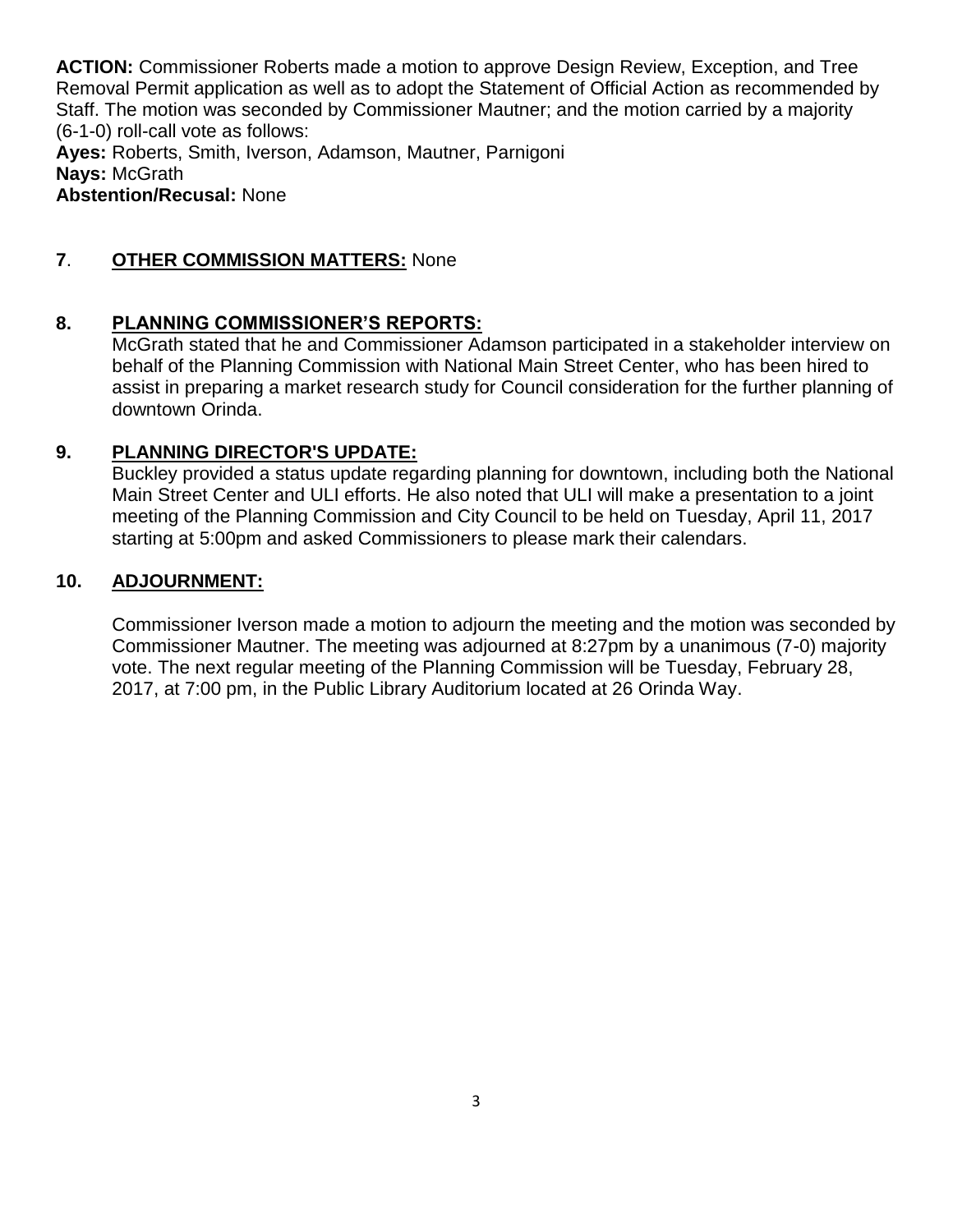**ACTION:** Commissioner Roberts made a motion to approve Design Review, Exception, and Tree Removal Permit application as well as to adopt the Statement of Official Action as recommended by Staff. The motion was seconded by Commissioner Mautner; and the motion carried by a majority (6-1-0) roll-call vote as follows:
**Ayes:** Roberts, Smith, Iverson, Adamson, Mautner, Parnigoni
**Nays:** McGrath
**Abstention/Recusal:** None

**7**. **OTHER COMMISSION MATTERS:** None

**8. PLANNING COMMISSIONER'S REPORTS:**

McGrath stated that he and Commissioner Adamson participated in a stakeholder interview on behalf of the Planning Commission with National Main Street Center, who has been hired to assist in preparing a market research study for Council consideration for the further planning of downtown Orinda.

**9. PLANNING DIRECTOR'S UPDATE:**

Buckley provided a status update regarding planning for downtown, including both the National Main Street Center and ULI efforts. He also noted that ULI will make a presentation to a joint meeting of the Planning Commission and City Council to be held on Tuesday, April 11, 2017 starting at 5:00pm and asked Commissioners to please mark their calendars.

**10. ADJOURNMENT:**

Commissioner Iverson made a motion to adjourn the meeting and the motion was seconded by Commissioner Mautner. The meeting was adjourned at 8:27pm by a unanimous (7-0) majority vote. The next regular meeting of the Planning Commission will be Tuesday, February 28, 2017, at 7:00 pm, in the Public Library Auditorium located at 26 Orinda Way.